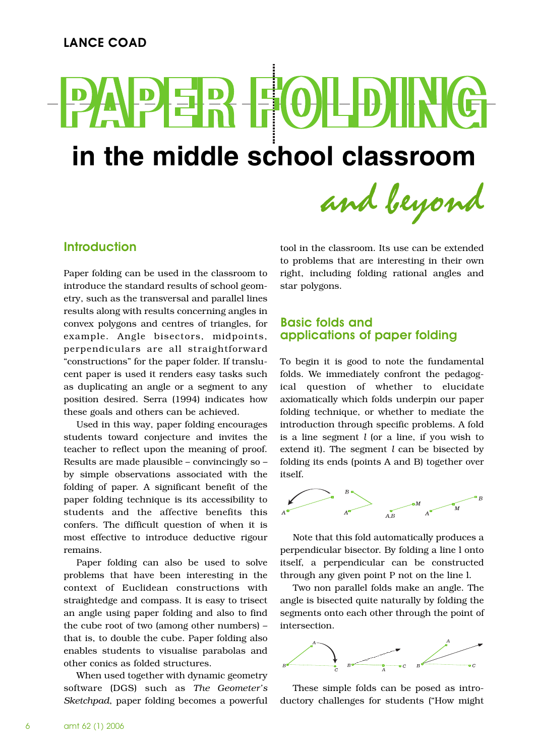LANCE COAD

# PAPER FOLDING in the middle school classroom *and beyond*

## Introduction

Paper folding can be used in the classroom to introduce the standard results of school geometry, such as the transversal and parallel lines results along with results concerning angles in convex polygons and centres of triangles, for example. Angle bisectors, midpoints, perpendiculars are all straightforward "constructions" for the paper folder. If translucent paper is used it renders easy tasks such as duplicating an angle or a segment to any position desired. Serra (1994) indicates how these goals and others can be achieved.

Used in this way, paper folding encourages students toward conjecture and invites the teacher to reflect upon the meaning of proof. Results are made plausible – convincingly so – by simple observations associated with the folding of paper. A significant benefit of the paper folding technique is its accessibility to students and the affective benefits this confers. The difficult question of when it is most effective to introduce deductive rigour remains.

Paper folding can also be used to solve problems that have been interesting in the context of Euclidean constructions with straightedge and compass. It is easy to trisect an angle using paper folding and also to find the cube root of two (among other numbers) – that is, to double the cube. Paper folding also enables students to visualise parabolas and other conics as folded structures.

When used together with dynamic geometry software (DGS) such as *The Geometer's Sketchpad*, paper folding becomes a powerful tool in the classroom. Its use can be extended to problems that are interesting in their own right, including folding rational angles and star polygons.

## Basic folds and applications of paper folding

To begin it is good to note the fundamental folds. We immediately confront the pedagogical question of whether to elucidate axiomatically which folds underpin our paper folding technique, or whether to mediate the introduction through specific problems. A fold is a line segment $l$ (or a line, if you wish to extend it). The segment $l$ can be bisected by folding its ends (points A and B) together over itself.

Note that this fold automatically produces a perpendicular bisector. By folding a line l onto itself, a perpendicular can be constructed through any given point P not on the line l.

Two non parallel folds make an angle. The angle is bisected quite naturally by folding the segments onto each other through the point of intersection.

These simple folds can be posed as introductory challenges for students ("How might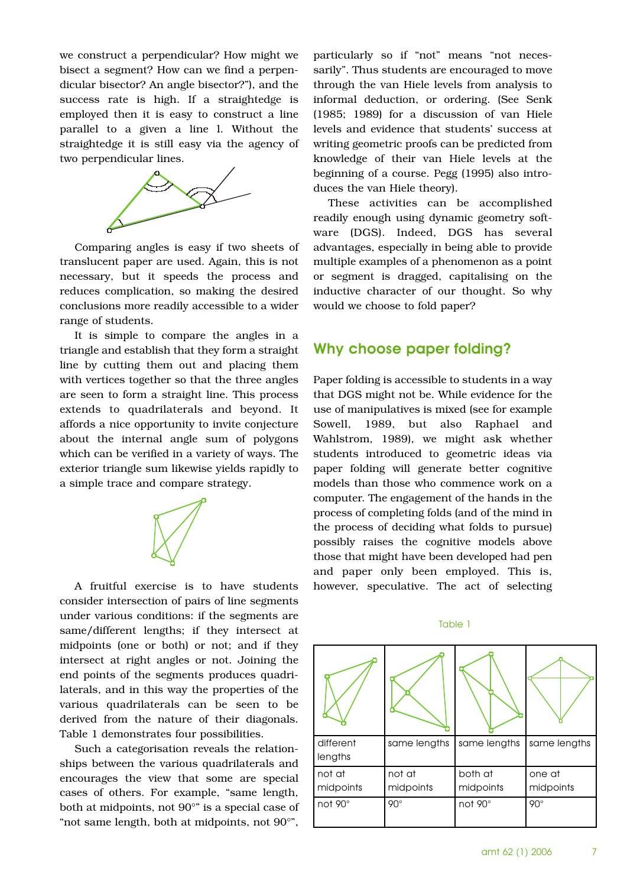we construct a perpendicular? How might we bisect a segment? How can we find a perpendicular bisector? An angle bisector?"), and the success rate is high. If a straightedge is employed then it is easy to construct a line parallel to a given a line l. Without the straightedge it is still easy via the agency of two perpendicular lines.

Comparing angles is easy if two sheets of translucent paper are used. Again, this is not necessary, but it speeds the process and reduces complication, so making the desired conclusions more readily accessible to a wider range of students.

It is simple to compare the angles in a triangle and establish that they form a straight line by cutting them out and placing them with vertices together so that the three angles are seen to form a straight line. This process extends to quadrilaterals and beyond. It affords a nice opportunity to invite conjecture about the internal angle sum of polygons which can be verified in a variety of ways. The exterior triangle sum likewise yields rapidly to a simple trace and compare strategy.

A fruitful exercise is to have students consider intersection of pairs of line segments under various conditions: if the segments are same/different lengths; if they intersect at midpoints (one or both) or not; and if they intersect at right angles or not. Joining the end points of the segments produces quadrilaterals, and in this way the properties of the various quadrilaterals can be seen to be derived from the nature of their diagonals. Table 1 demonstrates four possibilities.

Such a categorisation reveals the relationships between the various quadrilaterals and encourages the view that some are special cases of others. For example, "same length, both at midpoints, not 90°" is a special case of "not same length, both at midpoints, not 90°", particularly so if "not" means "not necessarily". Thus students are encouraged to move through the van Hiele levels from analysis to informal deduction, or ordering. (See Senk (1985; 1989) for a discussion of van Hiele levels and evidence that students' success at writing geometric proofs can be predicted from knowledge of their van Hiele levels at the beginning of a course. Pegg (1995) also introduces the van Hiele theory).

These activities can be accomplished readily enough using dynamic geometry software (DGS). Indeed, DGS has several advantages, especially in being able to provide multiple examples of a phenomenon as a point or segment is dragged, capitalising on the inductive character of our thought. So why would we choose to fold paper?

## Why choose paper folding?

Paper folding is accessible to students in a way that DGS might not be. While evidence for the use of manipulatives is mixed (see for example Sowell, 1989, but also Raphael and Wahlstrom, 1989), we might ask whether students introduced to geometric ideas via paper folding will generate better cognitive models than those who commence work on a computer. The engagement of the hands in the process of completing folds (and of the mind in the process of deciding what folds to pursue) possibly raises the cognitive models above those that might have been developed had pen and paper only been employed. This is, however, speculative. The act of selecting

Table 1

| | | | |
|---|---|---|---|
| different lengths | same lengths | same lengths | same lengths |
| not at midpoints | not at midpoints | both at midpoints | one at midpoints |
| not 90° | 90° | not 90° | 90° |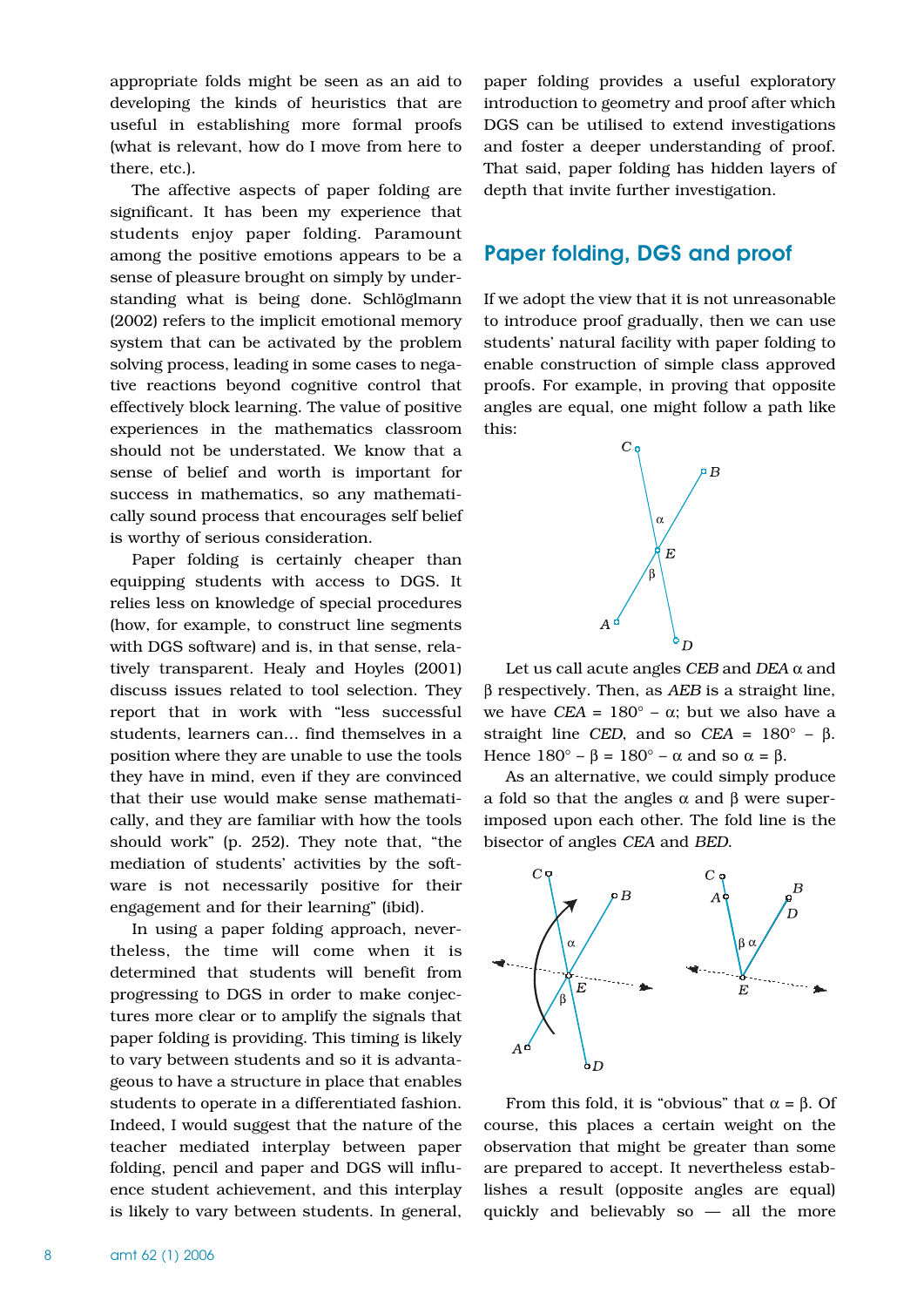appropriate folds might be seen as an aid to developing the kinds of heuristics that are useful in establishing more formal proofs (what is relevant, how do I move from here to there, etc.).

The affective aspects of paper folding are significant. It has been my experience that students enjoy paper folding. Paramount among the positive emotions appears to be a sense of pleasure brought on simply by understanding what is being done. Schlöglmann (2002) refers to the implicit emotional memory system that can be activated by the problem solving process, leading in some cases to negative reactions beyond cognitive control that effectively block learning. The value of positive experiences in the mathematics classroom should not be understated. We know that a sense of belief and worth is important for success in mathematics, so any mathematically sound process that encourages self belief is worthy of serious consideration.

Paper folding is certainly cheaper than equipping students with access to DGS. It relies less on knowledge of special procedures (how, for example, to construct line segments with DGS software) and is, in that sense, relatively transparent. Healy and Hoyles (2001) discuss issues related to tool selection. They report that in work with "less successful students, learners can... find themselves in a position where they are unable to use the tools they have in mind, even if they are convinced that their use would make sense mathematically, and they are familiar with how the tools should work" (p. 252). They note that, "the mediation of students' activities by the software is not necessarily positive for their engagement and for their learning" (ibid).

In using a paper folding approach, nevertheless, the time will come when it is determined that students will benefit from progressing to DGS in order to make conjectures more clear or to amplify the signals that paper folding is providing. This timing is likely to vary between students and so it is advantageous to have a structure in place that enables students to operate in a differentiated fashion. Indeed, I would suggest that the nature of the teacher mediated interplay between paper folding, pencil and paper and DGS will influence student achievement, and this interplay is likely to vary between students. In general, paper folding provides a useful exploratory introduction to geometry and proof after which DGS can be utilised to extend investigations and foster a deeper understanding of proof. That said, paper folding has hidden layers of depth that invite further investigation.

## Paper folding, DGS and proof

If we adopt the view that it is not unreasonable to introduce proof gradually, then we can use students' natural facility with paper folding to enable construction of simple class approved proofs. For example, in proving that opposite angles are equal, one might follow a path like this:

Let us call acute angles *CEB* and *DEA* $\alpha$ and $\beta$ respectively. Then, as *AEB* is a straight line, we have *CEA* = $180° - \alpha$; but we also have a straight line *CED*, and so *CEA* = $180° - \beta$. Hence $180° - \beta = 180° - \alpha$ and so $\alpha = \beta$.

As an alternative, we could simply produce a fold so that the angles $\alpha$ and $\beta$ were superimposed upon each other. The fold line is the bisector of angles *CEA* and *BED*.

From this fold, it is "obvious" that $\alpha = \beta$. Of course, this places a certain weight on the observation that might be greater than some are prepared to accept. It nevertheless establishes a result (opposite angles are equal) quickly and believably so — all the more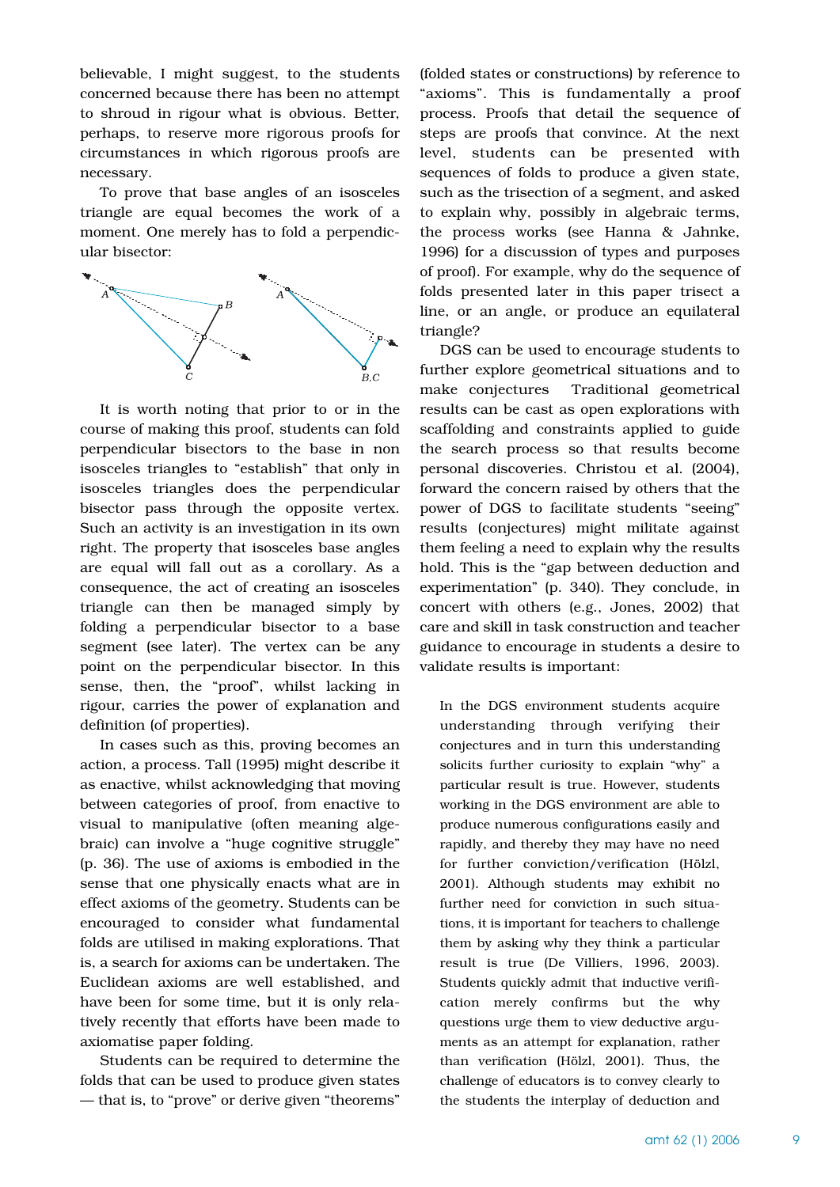believable, I might suggest, to the students concerned because there has been no attempt to shroud in rigour what is obvious. Better, perhaps, to reserve more rigorous proofs for circumstances in which rigorous proofs are necessary.

To prove that base angles of an isosceles triangle are equal becomes the work of a moment. One merely has to fold a perpendicular bisector:

It is worth noting that prior to or in the course of making this proof, students can fold perpendicular bisectors to the base in non isosceles triangles to "establish" that only in isosceles triangles does the perpendicular bisector pass through the opposite vertex. Such an activity is an investigation in its own right. The property that isosceles base angles are equal will fall out as a corollary. As a consequence, the act of creating an isosceles triangle can then be managed simply by folding a perpendicular bisector to a base segment (see later). The vertex can be any point on the perpendicular bisector. In this sense, then, the "proof", whilst lacking in rigour, carries the power of explanation and definition (of properties).

In cases such as this, proving becomes an action, a process. Tall (1995) might describe it as enactive, whilst acknowledging that moving between categories of proof, from enactive to visual to manipulative (often meaning algebraic) can involve a "huge cognitive struggle" (p. 36). The use of axioms is embodied in the sense that one physically enacts what are in effect axioms of the geometry. Students can be encouraged to consider what fundamental folds are utilised in making explorations. That is, a search for axioms can be undertaken. The Euclidean axioms are well established, and have been for some time, but it is only relatively recently that efforts have been made to axiomatise paper folding.

Students can be required to determine the folds that can be used to produce given states — that is, to "prove" or derive given "theorems" (folded states or constructions) by reference to "axioms". This is fundamentally a proof process. Proofs that detail the sequence of steps are proofs that convince. At the next level, students can be presented with sequences of folds to produce a given state, such as the trisection of a segment, and asked to explain why, possibly in algebraic terms, the process works (see Hanna & Jahnke, 1996) for a discussion of types and purposes of proof). For example, why do the sequence of folds presented later in this paper trisect a line, or an angle, or produce an equilateral triangle?

DGS can be used to encourage students to further explore geometrical situations and to make conjectures  Traditional geometrical results can be cast as open explorations with scaffolding and constraints applied to guide the search process so that results become personal discoveries. Christou et al. (2004), forward the concern raised by others that the power of DGS to facilitate students "seeing" results (conjectures) might militate against them feeling a need to explain why the results hold. This is the "gap between deduction and experimentation" (p. 340). They conclude, in concert with others (e.g., Jones, 2002) that care and skill in task construction and teacher guidance to encourage in students a desire to validate results is important:

> In the DGS environment students acquire understanding through verifying their conjectures and in turn this understanding solicits further curiosity to explain "why" a particular result is true. However, students working in the DGS environment are able to produce numerous configurations easily and rapidly, and thereby they may have no need for further conviction/verification (Hölzl, 2001). Although students may exhibit no further need for conviction in such situations, it is important for teachers to challenge them by asking why they think a particular result is true (De Villiers, 1996, 2003). Students quickly admit that inductive verification merely confirms but the why questions urge them to view deductive arguments as an attempt for explanation, rather than verification (Hölzl, 2001). Thus, the challenge of educators is to convey clearly to the students the interplay of deduction and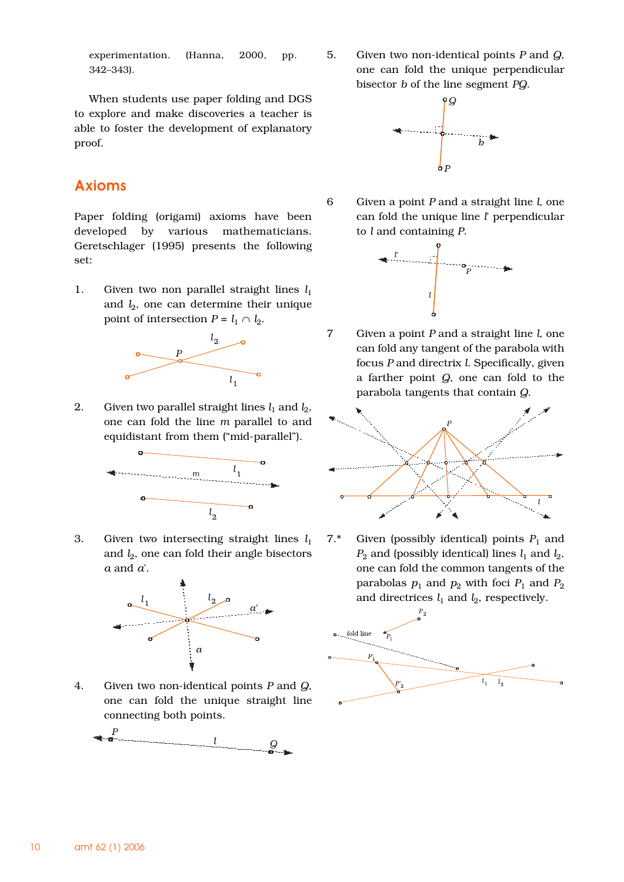experimentation. (Hanna, 2000, pp. 342–343).

When students use paper folding and DGS to explore and make discoveries a teacher is able to foster the development of explanatory proof.

## Axioms

Paper folding (origami) axioms have been developed by various mathematicians. Geretschlager (1995) presents the following set:

1. Given two non parallel straight lines $l_1$ and $l_2$, one can determine their unique point of intersection $P = l_1 \cap l_2$.

2. Given two parallel straight lines $l_1$ and $l_2$, one can fold the line $m$ parallel to and equidistant from them ("mid-parallel").

3. Given two intersecting straight lines $l_1$ and $l_2$, one can fold their angle bisectors $a$ and $a'$.

4. Given two non-identical points $P$ and $Q$, one can fold the unique straight line connecting both points.

5. Given two non-identical points $P$ and $Q$, one can fold the unique perpendicular bisector $b$ of the line segment $PQ$.

6. Given a point $P$ and a straight line $l$, one can fold the unique line $l'$ perpendicular to $l$ and containing $P$.

7. Given a point $P$ and a straight line $l$, one can fold any tangent of the parabola with focus $P$ and directrix $l$. Specifically, given a farther point $Q$, one can fold to the parabola tangents that contain $Q$.

7.* Given (possibly identical) points $P_1$ and $P_2$ and (possibly identical) lines $l_1$ and $l_2$, one can fold the common tangents of the parabolas $p_1$ and $p_2$ with foci $P_1$ and $P_2$ and directrices $l_1$ and $l_2$, respectively.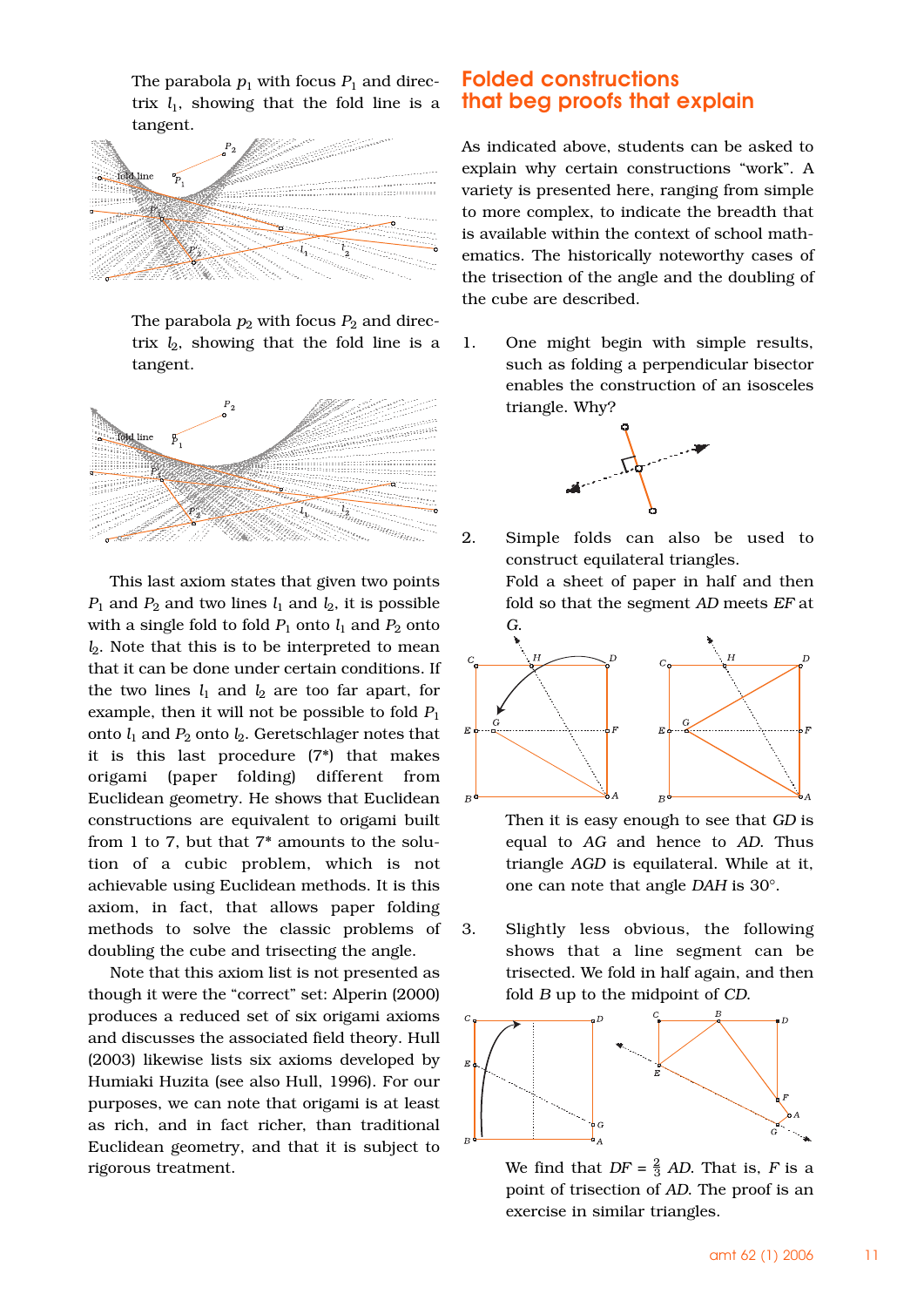The parabola $p_1$ with focus $P_1$ and directrix $l_1$, showing that the fold line is a tangent.

The parabola $p_2$ with focus $P_2$ and directrix $l_2$, showing that the fold line is a tangent.

This last axiom states that given two points $P_1$ and $P_2$ and two lines $l_1$ and $l_2$, it is possible with a single fold to fold $P_1$ onto $l_1$ and $P_2$ onto $l_2$. Note that this is to be interpreted to mean that it can be done under certain conditions. If the two lines $l_1$ and $l_2$ are too far apart, for example, then it will not be possible to fold $P_1$ onto $l_1$ and $P_2$ onto $l_2$. Geretschlager notes that it is this last procedure (7*) that makes origami (paper folding) different from Euclidean geometry. He shows that Euclidean constructions are equivalent to origami built from 1 to 7, but that 7* amounts to the solution of a cubic problem, which is not achievable using Euclidean methods. It is this axiom, in fact, that allows paper folding methods to solve the classic problems of doubling the cube and trisecting the angle.

Note that this axiom list is not presented as though it were the "correct" set: Alperin (2000) produces a reduced set of six origami axioms and discusses the associated field theory. Hull (2003) likewise lists six axioms developed by Humiaki Huzita (see also Hull, 1996). For our purposes, we can note that origami is at least as rich, and in fact richer, than traditional Euclidean geometry, and that it is subject to rigorous treatment.

## Folded constructions that beg proofs that explain

As indicated above, students can be asked to explain why certain constructions "work". A variety is presented here, ranging from simple to more complex, to indicate the breadth that is available within the context of school mathematics. The historically noteworthy cases of the trisection of the angle and the doubling of the cube are described.

1. One might begin with simple results, such as folding a perpendicular bisector enables the construction of an isosceles triangle. Why?

2. Simple folds can also be used to construct equilateral triangles.
   Fold a sheet of paper in half and then fold so that the segment $AD$ meets $EF$ at $G$.

   Then it is easy enough to see that $GD$ is equal to $AG$ and hence to $AD$. Thus triangle $AGD$ is equilateral. While at it, one can note that angle $DAH$ is 30°.

3. Slightly less obvious, the following shows that a line segment can be trisected. We fold in half again, and then fold $B$ up to the midpoint of $CD$.

   We find that $DF = \frac{2}{3}AD$. That is, $F$ is a point of trisection of $AD$. The proof is an exercise in similar triangles.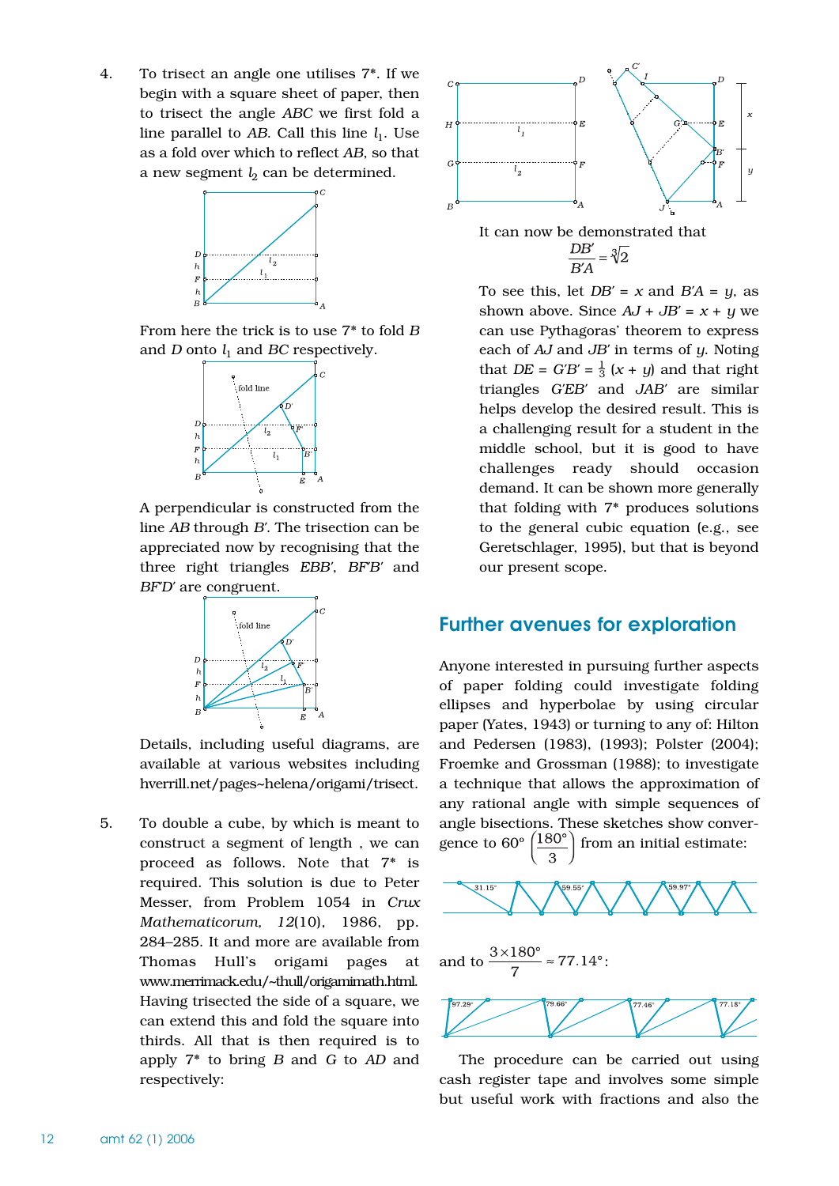4. To trisect an angle one utilises 7*. If we begin with a square sheet of paper, then to trisect the angle *ABC* we first fold a line parallel to *AB*. Call this line $l_1$. Use as a fold over which to reflect *AB*, so that a new segment $l_2$ can be determined.

From here the trick is to use 7* to fold *B* and *D* onto $l_1$ and *BC* respectively.

A perpendicular is constructed from the line *AB* through *B′*. The trisection can be appreciated now by recognising that the three right triangles *EBB′*, *BF′B′* and *BF′D′* are congruent.

Details, including useful diagrams, are available at various websites including hverrill.net/pages~helena/origami/trisect.

5. To double a cube, by which is meant to construct a segment of length , we can proceed as follows. Note that 7* is required. This solution is due to Peter Messer, from Problem 1054 in *Crux Mathematicorum, 12*(10), 1986, pp. 284–285. It and more are available from Thomas Hull's origami pages at www.merrimack.edu/~thull/origamimath.html. Having trisected the side of a square, we can extend this and fold the square into thirds. All that is then required is to apply 7* to bring *B* and *G* to *AD* and respectively:

It can now be demonstrated that

$$\frac{DB'}{B'A} = \sqrt[3]{2}$$

To see this, let $DB' = x$ and $B'A = y$, as shown above. Since $AJ + JB' = x + y$ we can use Pythagoras' theorem to express each of *AJ* and *JB′* in terms of *y*. Noting that $DE = G'B' = \frac{1}{3}(x + y)$ and that right triangles *G′EB′* and *JAB′* are similar helps develop the desired result. This is a challenging result for a student in the middle school, but it is good to have challenges ready should occasion demand. It can be shown more generally that folding with 7* produces solutions to the general cubic equation (e.g., see Geretschlager, 1995), but that is beyond our present scope.

## Further avenues for exploration

Anyone interested in pursuing further aspects of paper folding could investigate folding ellipses and hyperbolae by using circular paper (Yates, 1943) or turning to any of: Hilton and Pedersen (1983), (1993); Polster (2004); Froemke and Grossman (1988); to investigate a technique that allows the approximation of any rational angle with simple sequences of angle bisections. These sketches show convergence to 60° $\left(\frac{180°}{3}\right)$ from an initial estimate:

and to $\frac{3 \times 180°}{7} \approx 77.14°$:

The procedure can be carried out using cash register tape and involves some simple but useful work with fractions and also the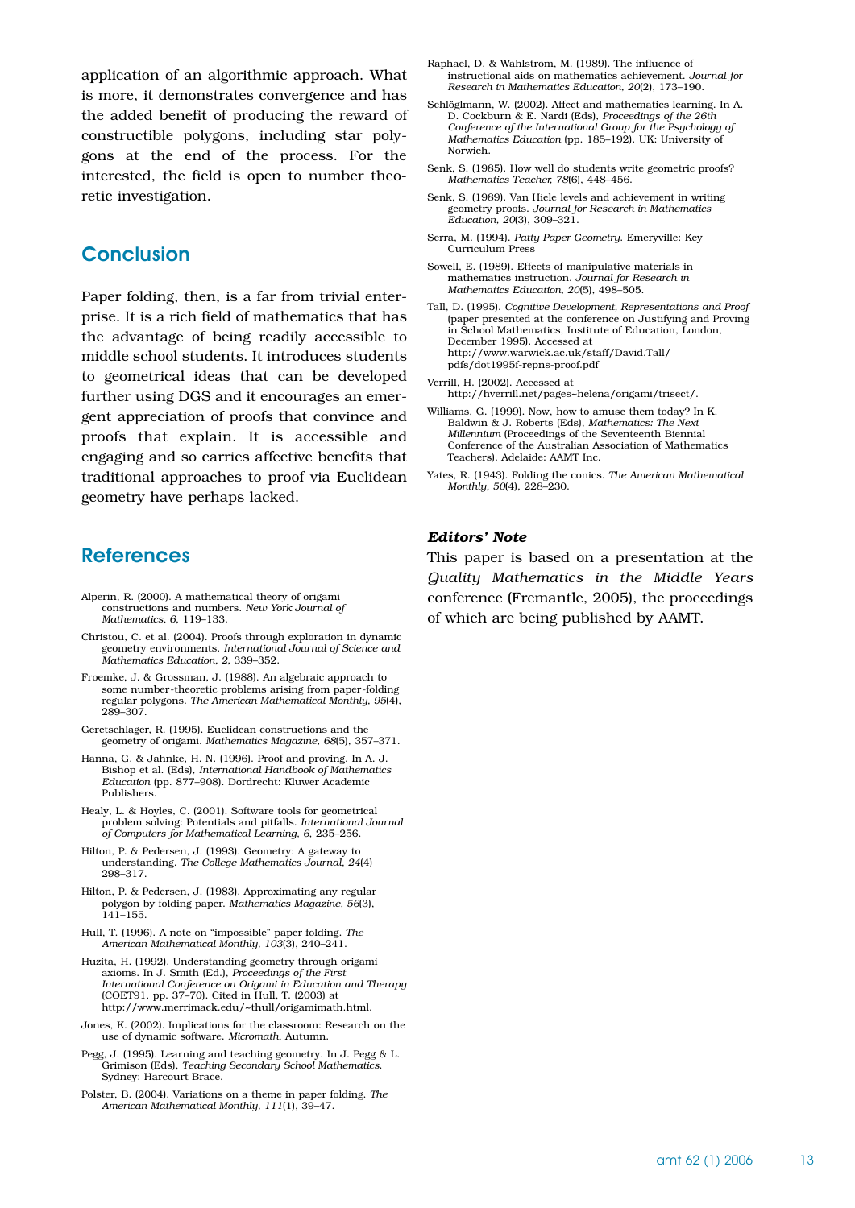application of an algorithmic approach. What is more, it demonstrates convergence and has the added benefit of producing the reward of constructible polygons, including star polygons at the end of the process. For the interested, the field is open to number theoretic investigation.

## Conclusion

Paper folding, then, is a far from trivial enterprise. It is a rich field of mathematics that has the advantage of being readily accessible to middle school students. It introduces students to geometrical ideas that can be developed further using DGS and it encourages an emergent appreciation of proofs that convince and proofs that explain. It is accessible and engaging and so carries affective benefits that traditional approaches to proof via Euclidean geometry have perhaps lacked.

## References

Alperin, R. (2000). A mathematical theory of origami constructions and numbers. *New York Journal of Mathematics, 6*, 119–133.

Christou, C. et al. (2004). Proofs through exploration in dynamic geometry environments. *International Journal of Science and Mathematics Education, 2*, 339–352.

Froemke, J. & Grossman, J. (1988). An algebraic approach to some number-theoretic problems arising from paper-folding regular polygons. *The American Mathematical Monthly, 95*(4), 289–307.

Geretschlager, R. (1995). Euclidean constructions and the geometry of origami. *Mathematics Magazine, 68*(5), 357–371.

Hanna, G. & Jahnke, H. N. (1996). Proof and proving. In A. J. Bishop et al. (Eds), *International Handbook of Mathematics Education* (pp. 877–908). Dordrecht: Kluwer Academic Publishers.

Healy, L. & Hoyles, C. (2001). Software tools for geometrical problem solving: Potentials and pitfalls. *International Journal of Computers for Mathematical Learning, 6*, 235–256.

Hilton, P. & Pedersen, J. (1993). Geometry: A gateway to understanding. *The College Mathematics Journal, 24*(4) 298–317.

Hilton, P. & Pedersen, J. (1983). Approximating any regular polygon by folding paper. *Mathematics Magazine, 56*(3), 141–155.

Hull, T. (1996). A note on "impossible" paper folding. *The American Mathematical Monthly, 103*(3), 240–241.

Huzita, H. (1992). Understanding geometry through origami axioms. In J. Smith (Ed.), *Proceedings of the First International Conference on Origami in Education and Therapy* (COET91, pp. 37–70). Cited in Hull, T. (2003) at http://www.merrimack.edu/~thull/origamimath.html.

Jones, K. (2002). Implications for the classroom: Research on the use of dynamic software. *Micromath*, Autumn.

Pegg, J. (1995). Learning and teaching geometry. In J. Pegg & L. Grimison (Eds), *Teaching Secondary School Mathematics*. Sydney: Harcourt Brace.

Polster, B. (2004). Variations on a theme in paper folding. *The American Mathematical Monthly, 111*(1), 39–47.

Raphael, D. & Wahlstrom, M. (1989). The influence of instructional aids on mathematics achievement. *Journal for Research in Mathematics Education, 20*(2), 173–190.

Schlöglmann, W. (2002). Affect and mathematics learning. In A. D. Cockburn & E. Nardi (Eds), *Proceedings of the 26th Conference of the International Group for the Psychology of Mathematics Education* (pp. 185–192). UK: University of Norwich.

Senk, S. (1985). How well do students write geometric proofs? *Mathematics Teacher, 78*(6), 448–456.

Senk, S. (1989). Van Hiele levels and achievement in writing geometry proofs. *Journal for Research in Mathematics Education, 20*(3), 309–321.

Serra, M. (1994). *Patty Paper Geometry*. Emeryville: Key Curriculum Press

Sowell, E. (1989). Effects of manipulative materials in mathematics instruction. *Journal for Research in Mathematics Education, 20*(5), 498–505.

Tall, D. (1995). *Cognitive Development, Representations and Proof* (paper presented at the conference on Justifying and Proving in School Mathematics, Institute of Education, London, December 1995). Accessed at http://www.warwick.ac.uk/staff/David.Tall/pdfs/dot1995f-repns-proof.pdf

Verrill, H. (2002). Accessed at http://hverrill.net/pages~helena/origami/trisect/.

Williams, G. (1999). Now, how to amuse them today? In K. Baldwin & J. Roberts (Eds), *Mathematics: The Next Millennium* (Proceedings of the Seventeenth Biennial Conference of the Australian Association of Mathematics Teachers). Adelaide: AAMT Inc.

Yates, R. (1943). Folding the conics. *The American Mathematical Monthly, 50*(4), 228–230.

***Editors' Note***

This paper is based on a presentation at the *Quality Mathematics in the Middle Years* conference (Fremantle, 2005), the proceedings of which are being published by AAMT.